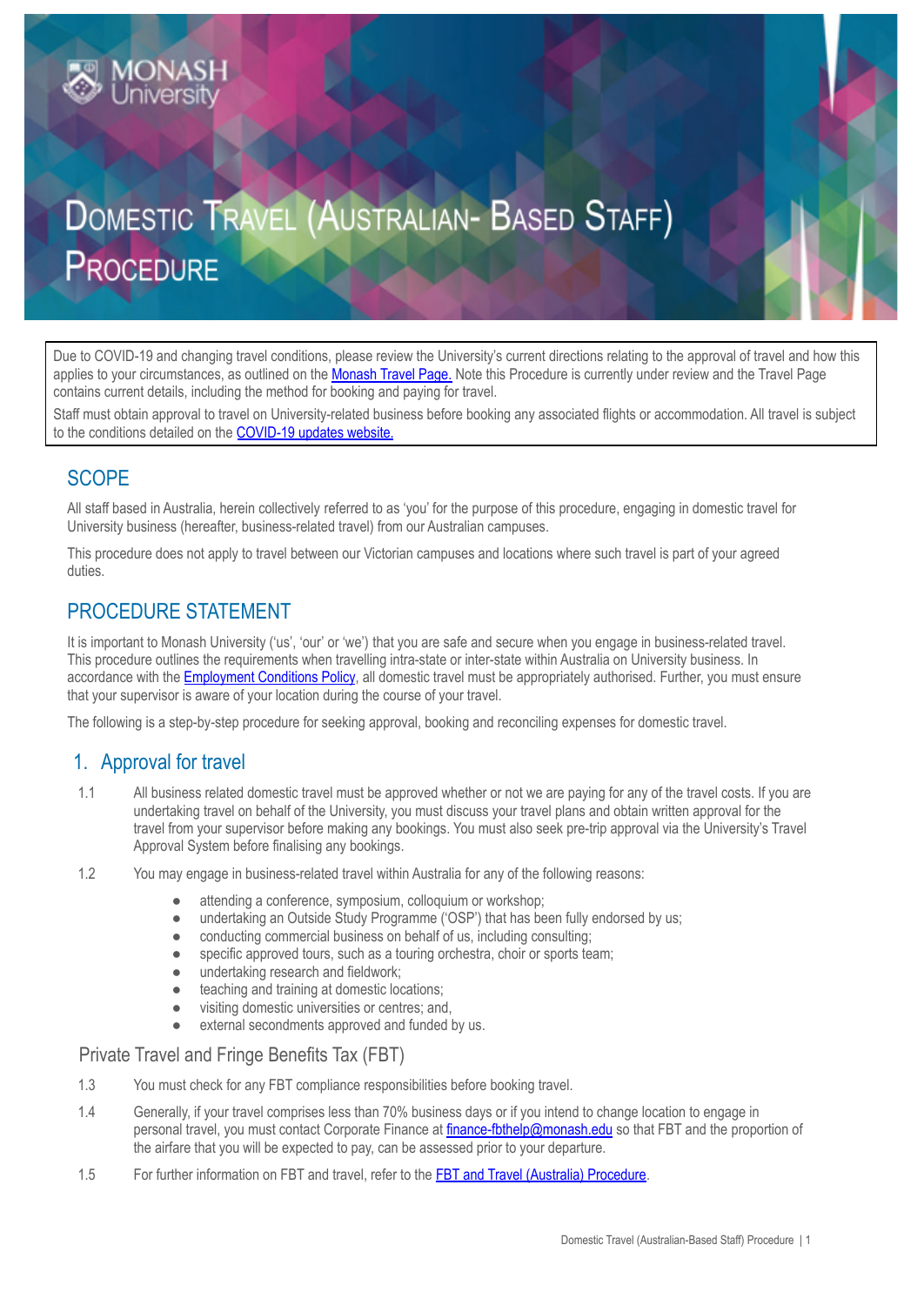# Domestic Travel (Australian- Based Staff) Procedure

Due to COVID-19 and changing travel conditions, please review the University's current directions relating to the approval of travel and how this applies to your circumstances, as outlined on the Monash Travel Page. Note this Procedure is currently under review and the Travel Page contains current details, including the method for booking and paying for travel.

Staff must obtain approval to travel on University-related business before booking any associated flights or accommodation. All travel is subject to the conditions detailed on the COVID-19 updates website.

## SCOPE

All staff based in Australia, herein collectively referred to as 'you' for the purpose of this procedure, engaging in domestic travel for University business (hereafter, business-related travel) from our Australian campuses.

This procedure does not apply to travel between our Victorian campuses and locations where such travel is part of your agreed duties.

## PROCEDURE STATEMENT

It is important to Monash University ('us', 'our' or 'we') that you are safe and secure when you engage in business-related travel. This procedure outlines the requirements when travelling intra-state or inter-state within Australia on University business. In accordance with the Employment Conditions Policy, all domestic travel must be appropriately authorised. Further, you must ensure that your supervisor is aware of your location during the course of your travel.

The following is a step-by-step procedure for seeking approval, booking and reconciling expenses for domestic travel.

## 1. Approval for travel

1.1 All business related domestic travel must be approved whether or not we are paying for any of the travel costs. If you are undertaking travel on behalf of the University, you must discuss your travel plans and obtain written approval for the travel from your supervisor before making any bookings. You must also seek pre-trip approval via the University's Travel Approval System before finalising any bookings.

1.2 You may engage in business-related travel within Australia for any of the following reasons:

- attending a conference, symposium, colloquium or workshop;
- undertaking an Outside Study Programme ('OSP') that has been fully endorsed by us;
- conducting commercial business on behalf of us, including consulting;
- specific approved tours, such as a touring orchestra, choir or sports team;
- undertaking research and fieldwork;
- teaching and training at domestic locations;
- visiting domestic universities or centres; and,
- external secondments approved and funded by us.

### Private Travel and Fringe Benefits Tax (FBT)

1.3 You must check for any FBT compliance responsibilities before booking travel.

1.4 Generally, if your travel comprises less than 70% business days or if you intend to change location to engage in personal travel, you must contact Corporate Finance at finance-fbthelp@monash.edu so that FBT and the proportion of the airfare that you will be expected to pay, can be assessed prior to your departure.

1.5 For further information on FBT and travel, refer to the FBT and Travel (Australia) Procedure.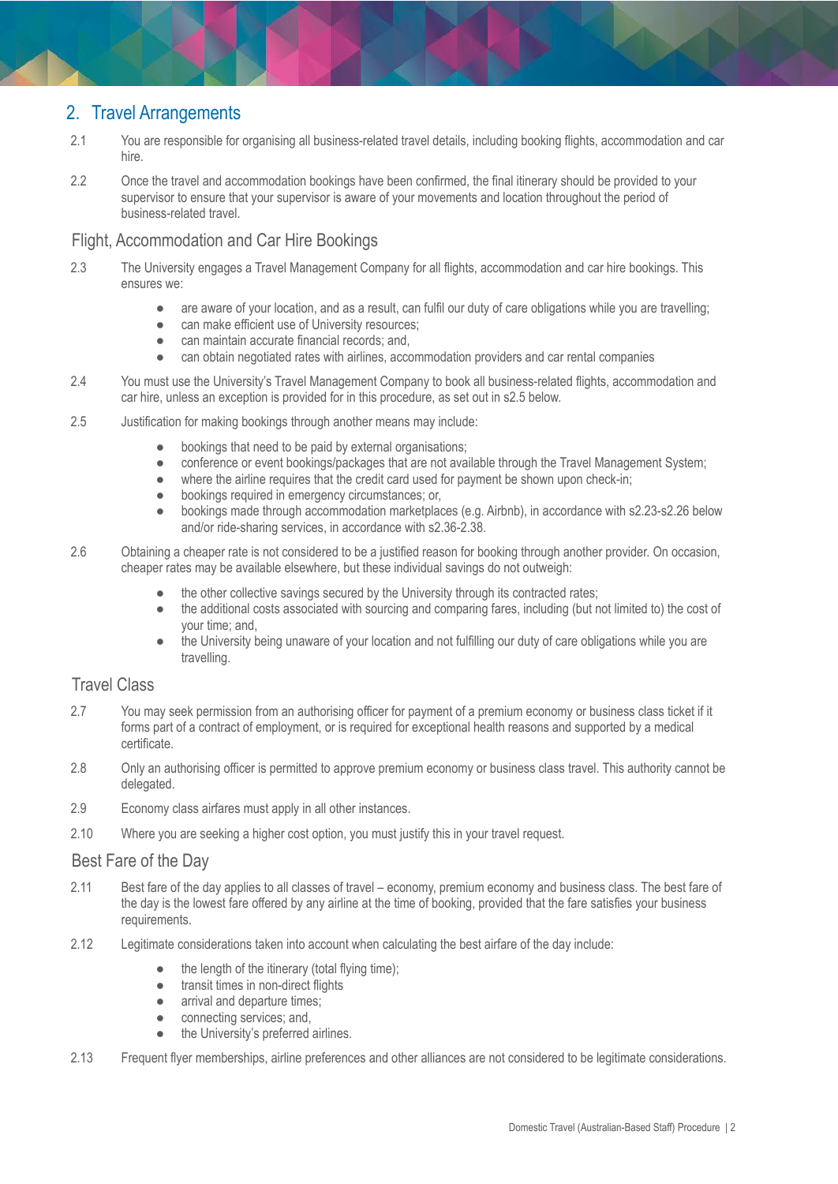## 2. Travel Arrangements

2.1 You are responsible for organising all business-related travel details, including booking flights, accommodation and car hire.

2.2 Once the travel and accommodation bookings have been confirmed, the final itinerary should be provided to your supervisor to ensure that your supervisor is aware of your movements and location throughout the period of business-related travel.

### Flight, Accommodation and Car Hire Bookings

2.3 The University engages a Travel Management Company for all flights, accommodation and car hire bookings. This ensures we:

- are aware of your location, and as a result, can fulfil our duty of care obligations while you are travelling;
- can make efficient use of University resources;
- can maintain accurate financial records; and,
- can obtain negotiated rates with airlines, accommodation providers and car rental companies

2.4 You must use the University's Travel Management Company to book all business-related flights, accommodation and car hire, unless an exception is provided for in this procedure, as set out in s2.5 below.

2.5 Justification for making bookings through another means may include:

- bookings that need to be paid by external organisations;
- conference or event bookings/packages that are not available through the Travel Management System;
- where the airline requires that the credit card used for payment be shown upon check-in;
- bookings required in emergency circumstances; or,
- bookings made through accommodation marketplaces (e.g. Airbnb), in accordance with s2.23-s2.26 below and/or ride-sharing services, in accordance with s2.36-2.38.

2.6 Obtaining a cheaper rate is not considered to be a justified reason for booking through another provider. On occasion, cheaper rates may be available elsewhere, but these individual savings do not outweigh:

- the other collective savings secured by the University through its contracted rates;
- the additional costs associated with sourcing and comparing fares, including (but not limited to) the cost of your time; and,
- the University being unaware of your location and not fulfilling our duty of care obligations while you are travelling.

### Travel Class

2.7 You may seek permission from an authorising officer for payment of a premium economy or business class ticket if it forms part of a contract of employment, or is required for exceptional health reasons and supported by a medical certificate.

2.8 Only an authorising officer is permitted to approve premium economy or business class travel. This authority cannot be delegated.

2.9 Economy class airfares must apply in all other instances.

2.10 Where you are seeking a higher cost option, you must justify this in your travel request.

### Best Fare of the Day

2.11 Best fare of the day applies to all classes of travel – economy, premium economy and business class. The best fare of the day is the lowest fare offered by any airline at the time of booking, provided that the fare satisfies your business requirements.

2.12 Legitimate considerations taken into account when calculating the best airfare of the day include:

- the length of the itinerary (total flying time);
- transit times in non-direct flights
- arrival and departure times;
- connecting services; and,
- the University's preferred airlines.

2.13 Frequent flyer memberships, airline preferences and other alliances are not considered to be legitimate considerations.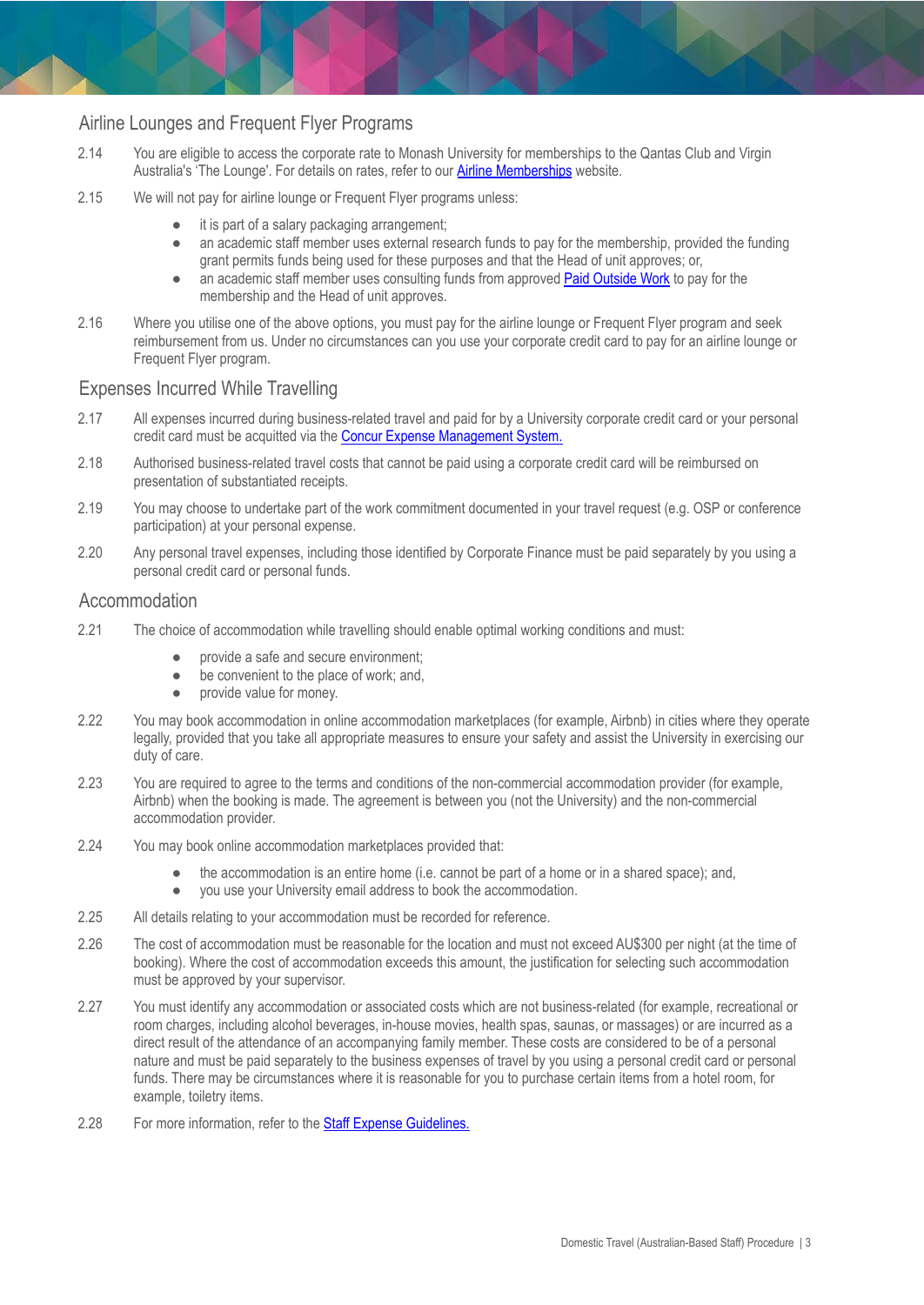## Airline Lounges and Frequent Flyer Programs

2.14 You are eligible to access the corporate rate to Monash University for memberships to the Qantas Club and Virgin Australia's 'The Lounge'. For details on rates, refer to our [Airline Memberships](#) website.

2.15 We will not pay for airline lounge or Frequent Flyer programs unless:

- it is part of a salary packaging arrangement;
- an academic staff member uses external research funds to pay for the membership, provided the funding grant permits funds being used for these purposes and that the Head of unit approves; or,
- an academic staff member uses consulting funds from approved [Paid Outside Work](#) to pay for the membership and the Head of unit approves.

2.16 Where you utilise one of the above options, you must pay for the airline lounge or Frequent Flyer program and seek reimbursement from us. Under no circumstances can you use your corporate credit card to pay for an airline lounge or Frequent Flyer program.

## Expenses Incurred While Travelling

2.17 All expenses incurred during business-related travel and paid for by a University corporate credit card or your personal credit card must be acquitted via the [Concur Expense Management System.](#)

2.18 Authorised business-related travel costs that cannot be paid using a corporate credit card will be reimbursed on presentation of substantiated receipts.

2.19 You may choose to undertake part of the work commitment documented in your travel request (e.g. OSP or conference participation) at your personal expense.

2.20 Any personal travel expenses, including those identified by Corporate Finance must be paid separately by you using a personal credit card or personal funds.

## Accommodation

2.21 The choice of accommodation while travelling should enable optimal working conditions and must:

- provide a safe and secure environment;
- be convenient to the place of work; and,
- provide value for money.

2.22 You may book accommodation in online accommodation marketplaces (for example, Airbnb) in cities where they operate legally, provided that you take all appropriate measures to ensure your safety and assist the University in exercising our duty of care.

2.23 You are required to agree to the terms and conditions of the non-commercial accommodation provider (for example, Airbnb) when the booking is made. The agreement is between you (not the University) and the non-commercial accommodation provider.

2.24 You may book online accommodation marketplaces provided that:

- the accommodation is an entire home (i.e. cannot be part of a home or in a shared space); and,
- you use your University email address to book the accommodation.

2.25 All details relating to your accommodation must be recorded for reference.

2.26 The cost of accommodation must be reasonable for the location and must not exceed AU$300 per night (at the time of booking). Where the cost of accommodation exceeds this amount, the justification for selecting such accommodation must be approved by your supervisor.

2.27 You must identify any accommodation or associated costs which are not business-related (for example, recreational or room charges, including alcohol beverages, in-house movies, health spas, saunas, or massages) or are incurred as a direct result of the attendance of an accompanying family member. These costs are considered to be of a personal nature and must be paid separately to the business expenses of travel by you using a personal credit card or personal funds. There may be circumstances where it is reasonable for you to purchase certain items from a hotel room, for example, toiletry items.

2.28 For more information, refer to the [Staff Expense Guidelines.](#)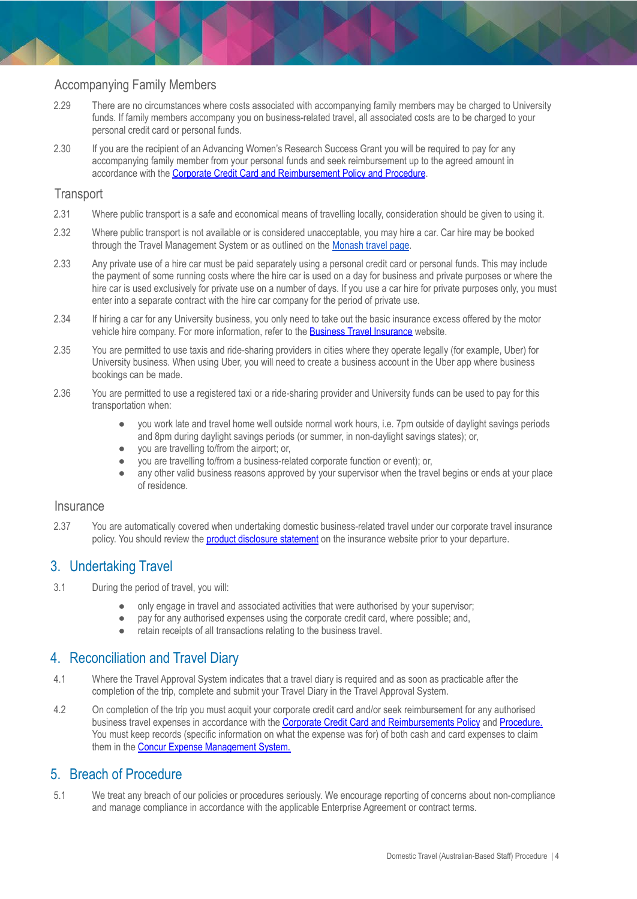### Accompanying Family Members

2.29 There are no circumstances where costs associated with accompanying family members may be charged to University funds. If family members accompany you on business-related travel, all associated costs are to be charged to your personal credit card or personal funds.

2.30 If you are the recipient of an Advancing Women's Research Success Grant you will be required to pay for any accompanying family member from your personal funds and seek reimbursement up to the agreed amount in accordance with the Corporate Credit Card and Reimbursement Policy and Procedure.

### Transport

2.31 Where public transport is a safe and economical means of travelling locally, consideration should be given to using it.

2.32 Where public transport is not available or is considered unacceptable, you may hire a car. Car hire may be booked through the Travel Management System or as outlined on the Monash travel page.

2.33 Any private use of a hire car must be paid separately using a personal credit card or personal funds. This may include the payment of some running costs where the hire car is used on a day for business and private purposes or where the hire car is used exclusively for private use on a number of days. If you use a car hire for private purposes only, you must enter into a separate contract with the hire car company for the period of private use.

2.34 If hiring a car for any University business, you only need to take out the basic insurance excess offered by the motor vehicle hire company. For more information, refer to the Business Travel Insurance website.

2.35 You are permitted to use taxis and ride-sharing providers in cities where they operate legally (for example, Uber) for University business. When using Uber, you will need to create a business account in the Uber app where business bookings can be made.

2.36 You are permitted to use a registered taxi or a ride-sharing provider and University funds can be used to pay for this transportation when:

- you work late and travel home well outside normal work hours, i.e. 7pm outside of daylight savings periods and 8pm during daylight savings periods (or summer, in non-daylight savings states); or,
- you are travelling to/from the airport; or,
- you are travelling to/from a business-related corporate function or event); or,
- any other valid business reasons approved by your supervisor when the travel begins or ends at your place of residence.

### Insurance

2.37 You are automatically covered when undertaking domestic business-related travel under our corporate travel insurance policy. You should review the product disclosure statement on the insurance website prior to your departure.

## 3. Undertaking Travel

3.1 During the period of travel, you will:

- only engage in travel and associated activities that were authorised by your supervisor;
- pay for any authorised expenses using the corporate credit card, where possible; and,
- retain receipts of all transactions relating to the business travel.

## 4. Reconciliation and Travel Diary

4.1 Where the Travel Approval System indicates that a travel diary is required and as soon as practicable after the completion of the trip, complete and submit your Travel Diary in the Travel Approval System.

4.2 On completion of the trip you must acquit your corporate credit card and/or seek reimbursement for any authorised business travel expenses in accordance with the Corporate Credit Card and Reimbursements Policy and Procedure. You must keep records (specific information on what the expense was for) of both cash and card expenses to claim them in the Concur Expense Management System.

## 5. Breach of Procedure

5.1 We treat any breach of our policies or procedures seriously. We encourage reporting of concerns about non-compliance and manage compliance in accordance with the applicable Enterprise Agreement or contract terms.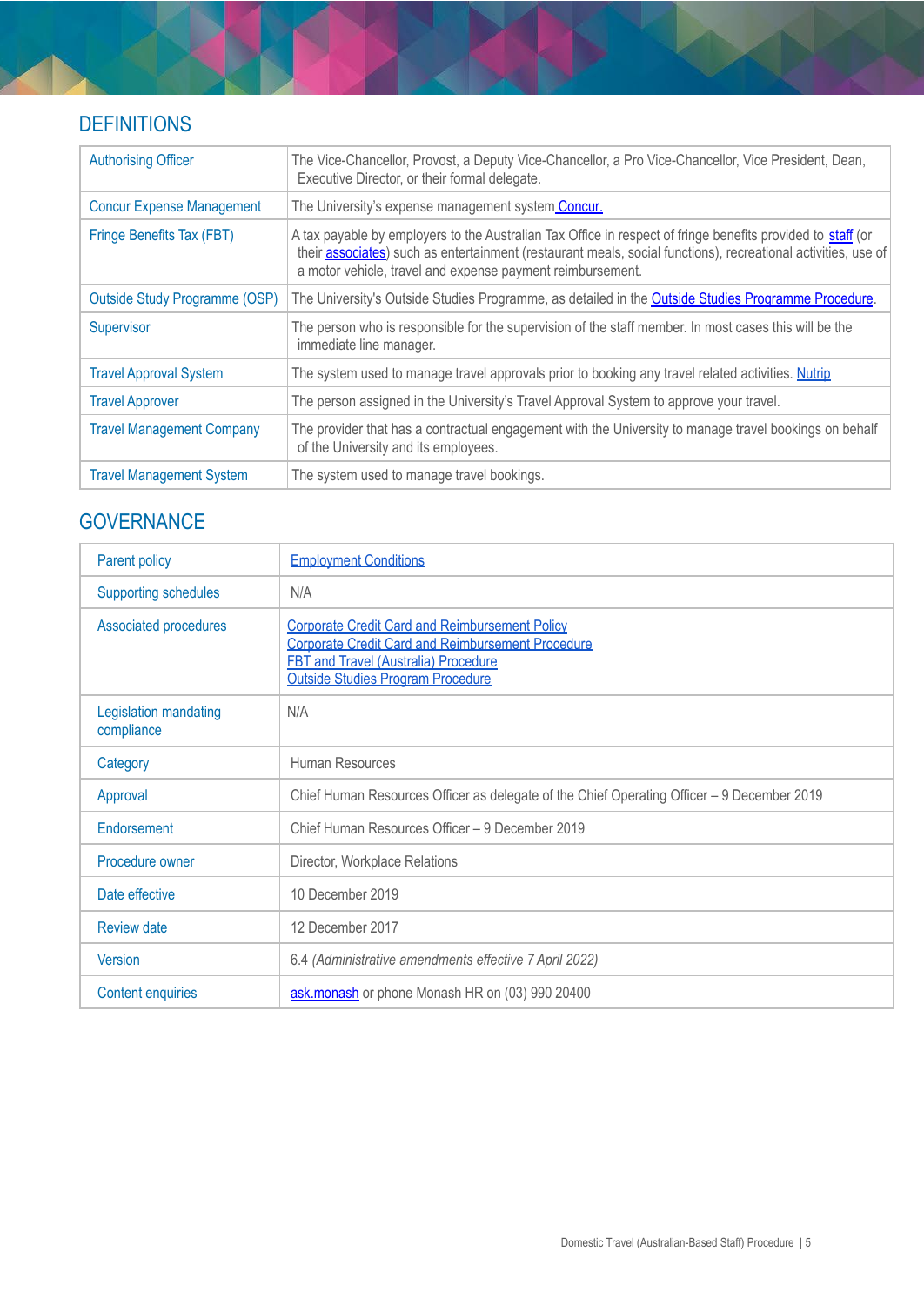## DEFINITIONS

| | |
|---|---|
| Authorising Officer | The Vice-Chancellor, Provost, a Deputy Vice-Chancellor, a Pro Vice-Chancellor, Vice President, Dean, Executive Director, or their formal delegate. |
| Concur Expense Management | The University's expense management system Concur. |
| Fringe Benefits Tax (FBT) | A tax payable by employers to the Australian Tax Office in respect of fringe benefits provided to staff (or their associates) such as entertainment (restaurant meals, social functions), recreational activities, use of a motor vehicle, travel and expense payment reimbursement. |
| Outside Study Programme (OSP) | The University's Outside Studies Programme, as detailed in the Outside Studies Programme Procedure. |
| Supervisor | The person who is responsible for the supervision of the staff member. In most cases this will be the immediate line manager. |
| Travel Approval System | The system used to manage travel approvals prior to booking any travel related activities. Nutrip |
| Travel Approver | The person assigned in the University's Travel Approval System to approve your travel. |
| Travel Management Company | The provider that has a contractual engagement with the University to manage travel bookings on behalf of the University and its employees. |
| Travel Management System | The system used to manage travel bookings. |

## GOVERNANCE

| | |
|---|---|
| Parent policy | Employment Conditions |
| Supporting schedules | N/A |
| Associated procedures | Corporate Credit Card and Reimbursement Policy<br>Corporate Credit Card and Reimbursement Procedure<br>FBT and Travel (Australia) Procedure<br>Outside Studies Program Procedure |
| Legislation mandating compliance | N/A |
| Category | Human Resources |
| Approval | Chief Human Resources Officer as delegate of the Chief Operating Officer – 9 December 2019 |
| Endorsement | Chief Human Resources Officer – 9 December 2019 |
| Procedure owner | Director, Workplace Relations |
| Date effective | 10 December 2019 |
| Review date | 12 December 2017 |
| Version | 6.4 *(Administrative amendments effective 7 April 2022)* |
| Content enquiries | ask.monash or phone Monash HR on (03) 990 20400 |